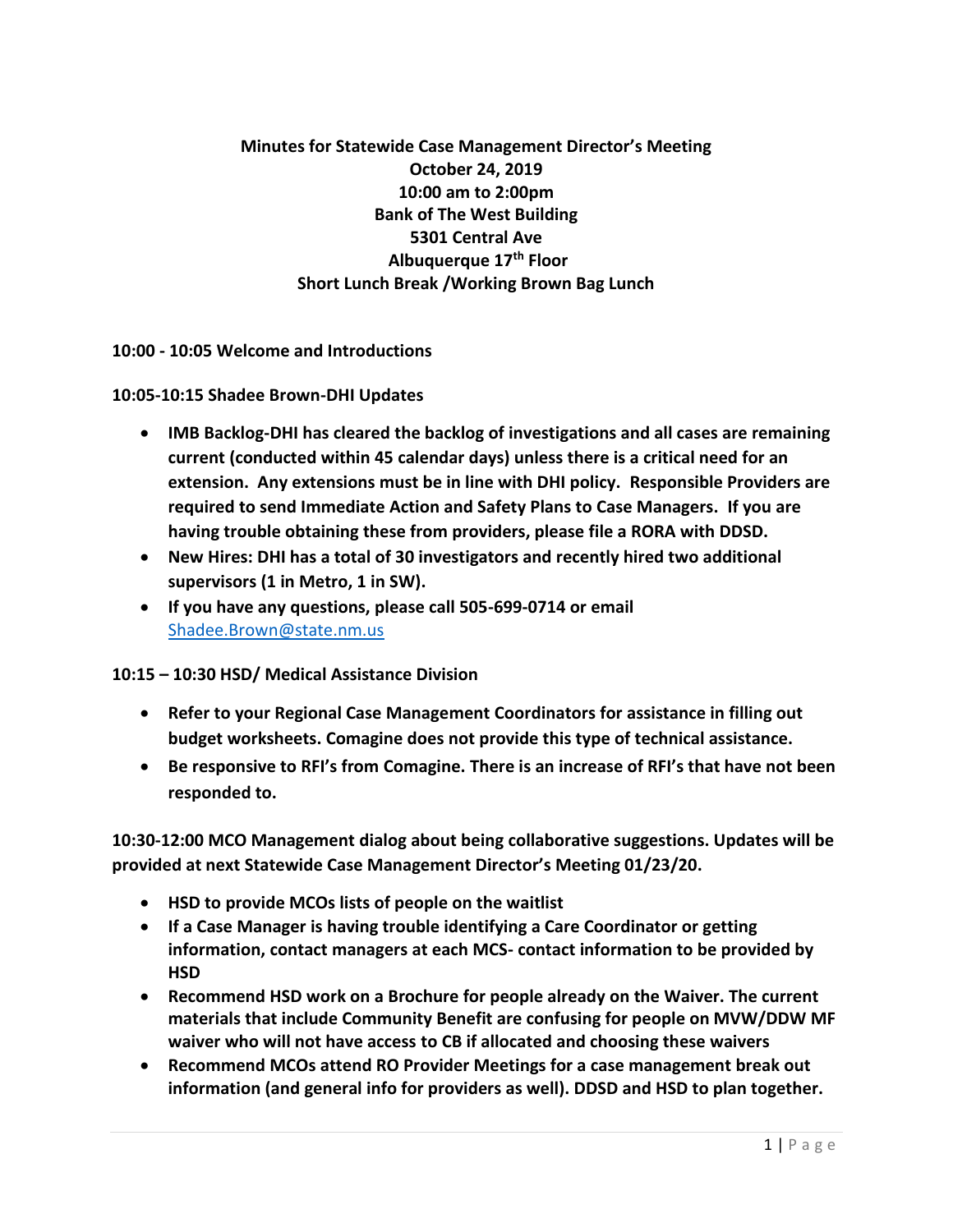# Minutes for Statewide Case Management Director's Meeting
**October 24, 2019**
**10:00 am to 2:00pm**
**Bank of The West Building**
**5301 Central Ave**
**Albuquerque 17th Floor**
**Short Lunch Break /Working Brown Bag Lunch**

**10:00 - 10:05 Welcome and Introductions**

**10:05-10:15 Shadee Brown-DHI Updates**

- **IMB Backlog-DHI has cleared the backlog of investigations and all cases are remaining current (conducted within 45 calendar days) unless there is a critical need for an extension. Any extensions must be in line with DHI policy. Responsible Providers are required to send Immediate Action and Safety Plans to Case Managers. If you are having trouble obtaining these from providers, please file a RORA with DDSD.**
- **New Hires: DHI has a total of 30 investigators and recently hired two additional supervisors (1 in Metro, 1 in SW).**
- **If you have any questions, please call 505-699-0714 or email** [Shadee.Brown@state.nm.us](mailto:Shadee.Brown@state.nm.us)

**10:15 – 10:30 HSD/ Medical Assistance Division**

- **Refer to your Regional Case Management Coordinators for assistance in filling out budget worksheets. Comagine does not provide this type of technical assistance.**
- **Be responsive to RFI's from Comagine. There is an increase of RFI's that have not been responded to.**

**10:30-12:00 MCO Management dialog about being collaborative suggestions. Updates will be provided at next Statewide Case Management Director's Meeting 01/23/20.**

- **HSD to provide MCOs lists of people on the waitlist**
- **If a Case Manager is having trouble identifying a Care Coordinator or getting information, contact managers at each MCS- contact information to be provided by HSD**
- **Recommend HSD work on a Brochure for people already on the Waiver. The current materials that include Community Benefit are confusing for people on MVW/DDW MF waiver who will not have access to CB if allocated and choosing these waivers**
- **Recommend MCOs attend RO Provider Meetings for a case management break out information (and general info for providers as well). DDSD and HSD to plan together.**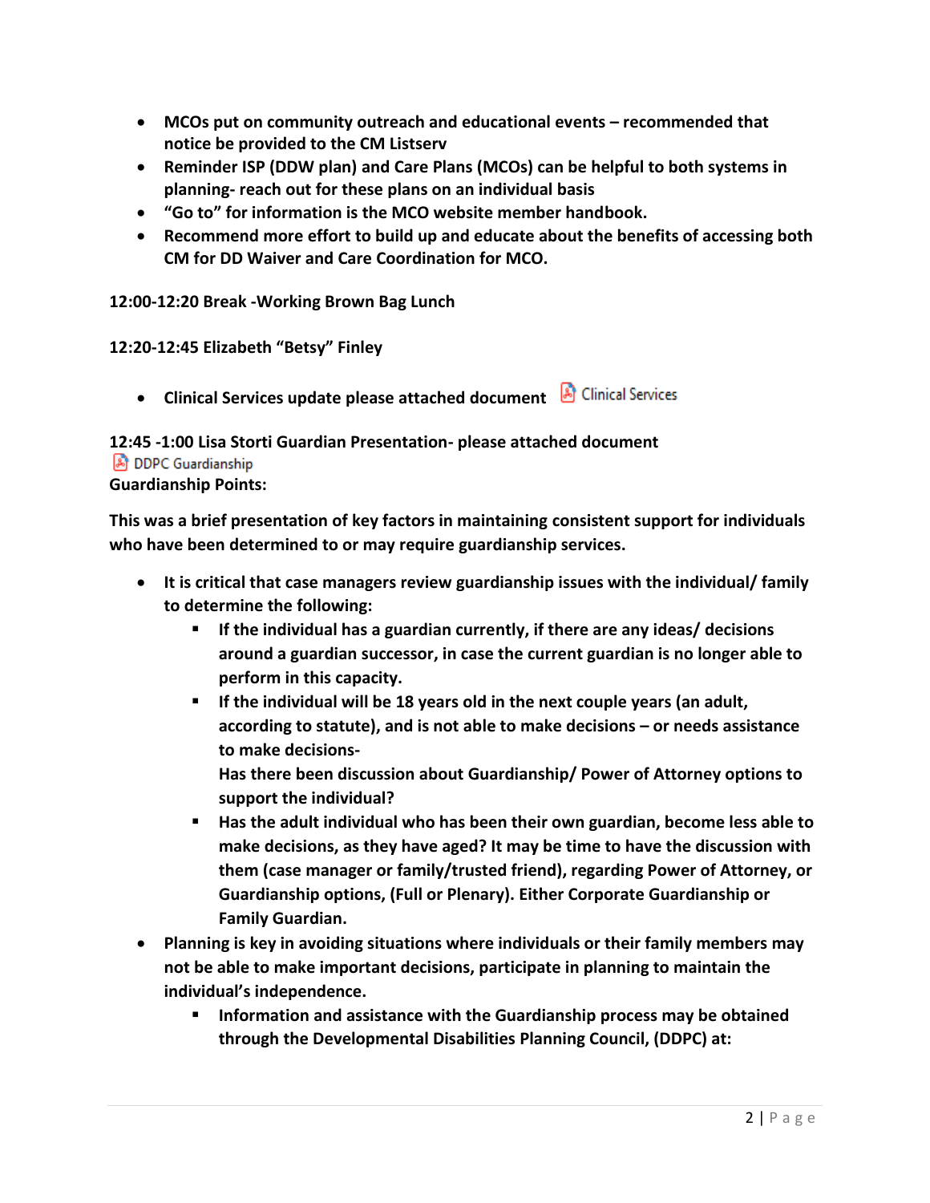- **MCOs put on community outreach and educational events – recommended that notice be provided to the CM Listserv**
- **Reminder ISP (DDW plan) and Care Plans (MCOs) can be helpful to both systems in planning- reach out for these plans on an individual basis**
- **"Go to" for information is the MCO website member handbook.**
- **Recommend more effort to build up and educate about the benefits of accessing both CM for DD Waiver and Care Coordination for MCO.**

**12:00-12:20 Break -Working Brown Bag Lunch**

**12:20-12:45 Elizabeth "Betsy" Finley**

- **Clinical Services update please attached document** Clinical Services

**12:45 -1:00 Lisa Storti Guardian Presentation- please attached document**
DDPC Guardianship
**Guardianship Points:**

**This was a brief presentation of key factors in maintaining consistent support for individuals who have been determined to or may require guardianship services.**

- **It is critical that case managers review guardianship issues with the individual/ family to determine the following:**
  - **If the individual has a guardian currently, if there are any ideas/ decisions around a guardian successor, in case the current guardian is no longer able to perform in this capacity.**
  - **If the individual will be 18 years old in the next couple years (an adult, according to statute), and is not able to make decisions – or needs assistance to make decisions-**
    **Has there been discussion about Guardianship/ Power of Attorney options to support the individual?**
  - **Has the adult individual who has been their own guardian, become less able to make decisions, as they have aged? It may be time to have the discussion with them (case manager or family/trusted friend), regarding Power of Attorney, or Guardianship options, (Full or Plenary). Either Corporate Guardianship or Family Guardian.**
- **Planning is key in avoiding situations where individuals or their family members may not be able to make important decisions, participate in planning to maintain the individual's independence.**
  - **Information and assistance with the Guardianship process may be obtained through the Developmental Disabilities Planning Council, (DDPC) at:**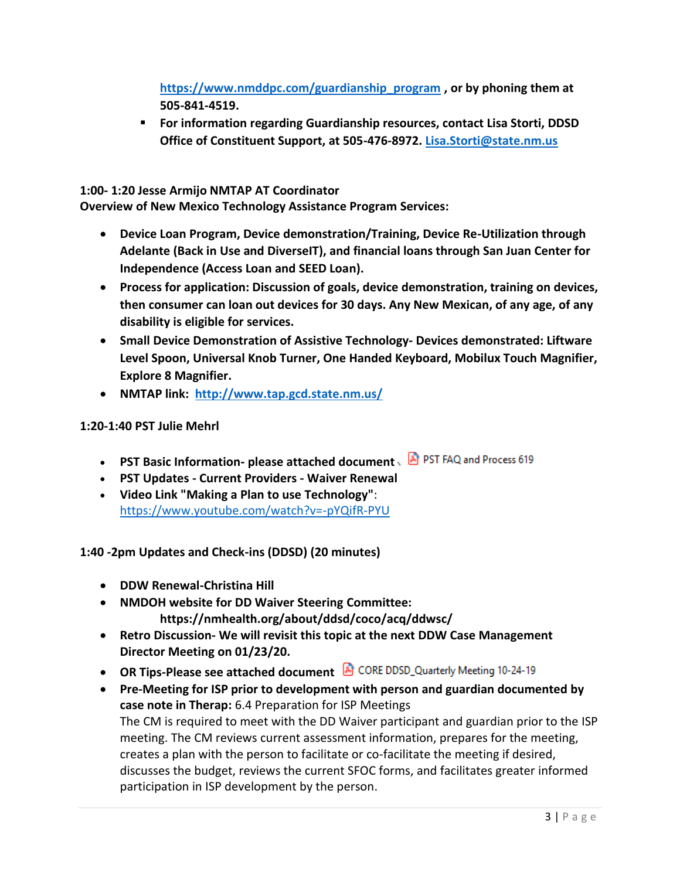**[https://www.nmddpc.com/guardianship_program](https://www.nmddpc.com/guardianship_program) , or by phoning them at 505-841-4519.**

- **For information regarding Guardianship resources, contact Lisa Storti, DDSD Office of Constituent Support, at 505-476-8972. [Lisa.Storti@state.nm.us](mailto:Lisa.Storti@state.nm.us)**

**1:00- 1:20 Jesse Armijo NMTAP AT Coordinator**
**Overview of New Mexico Technology Assistance Program Services:**

- **Device Loan Program, Device demonstration/Training, Device Re-Utilization through Adelante (Back in Use and DiverseIT), and financial loans through San Juan Center for Independence (Access Loan and SEED Loan).**
- **Process for application: Discussion of goals, device demonstration, training on devices, then consumer can loan out devices for 30 days. Any New Mexican, of any age, of any disability is eligible for services.**
- **Small Device Demonstration of Assistive Technology- Devices demonstrated: Liftware Level Spoon, Universal Knob Turner, One Handed Keyboard, Mobilux Touch Magnifier, Explore 8 Magnifier.**
- **NMTAP link: [http://www.tap.gcd.state.nm.us/](http://www.tap.gcd.state.nm.us/)**

**1:20-1:40 PST Julie Mehrl**

- **PST Basic Information- please attached document** PST FAQ and Process 619
- **PST Updates - Current Providers - Waiver Renewal**
- **Video Link "Making a Plan to use Technology"**: [https://www.youtube.com/watch?v=-pYQifR-PYU](https://www.youtube.com/watch?v=-pYQifR-PYU)

**1:40 -2pm Updates and Check-ins (DDSD) (20 minutes)**

- **DDW Renewal-Christina Hill**
- **NMDOH website for DD Waiver Steering Committee:**
  **https://nmhealth.org/about/ddsd/coco/acq/ddwsc/**
- **Retro Discussion- We will revisit this topic at the next DDW Case Management Director Meeting on 01/23/20.**
- **OR Tips-Please see attached document** CORE DDSD_Quarterly Meeting 10-24-19
- **Pre-Meeting for ISP prior to development with person and guardian documented by case note in Therap:** 6.4 Preparation for ISP Meetings
  The CM is required to meet with the DD Waiver participant and guardian prior to the ISP meeting. The CM reviews current assessment information, prepares for the meeting, creates a plan with the person to facilitate or co-facilitate the meeting if desired, discusses the budget, reviews the current SFOC forms, and facilitates greater informed participation in ISP development by the person.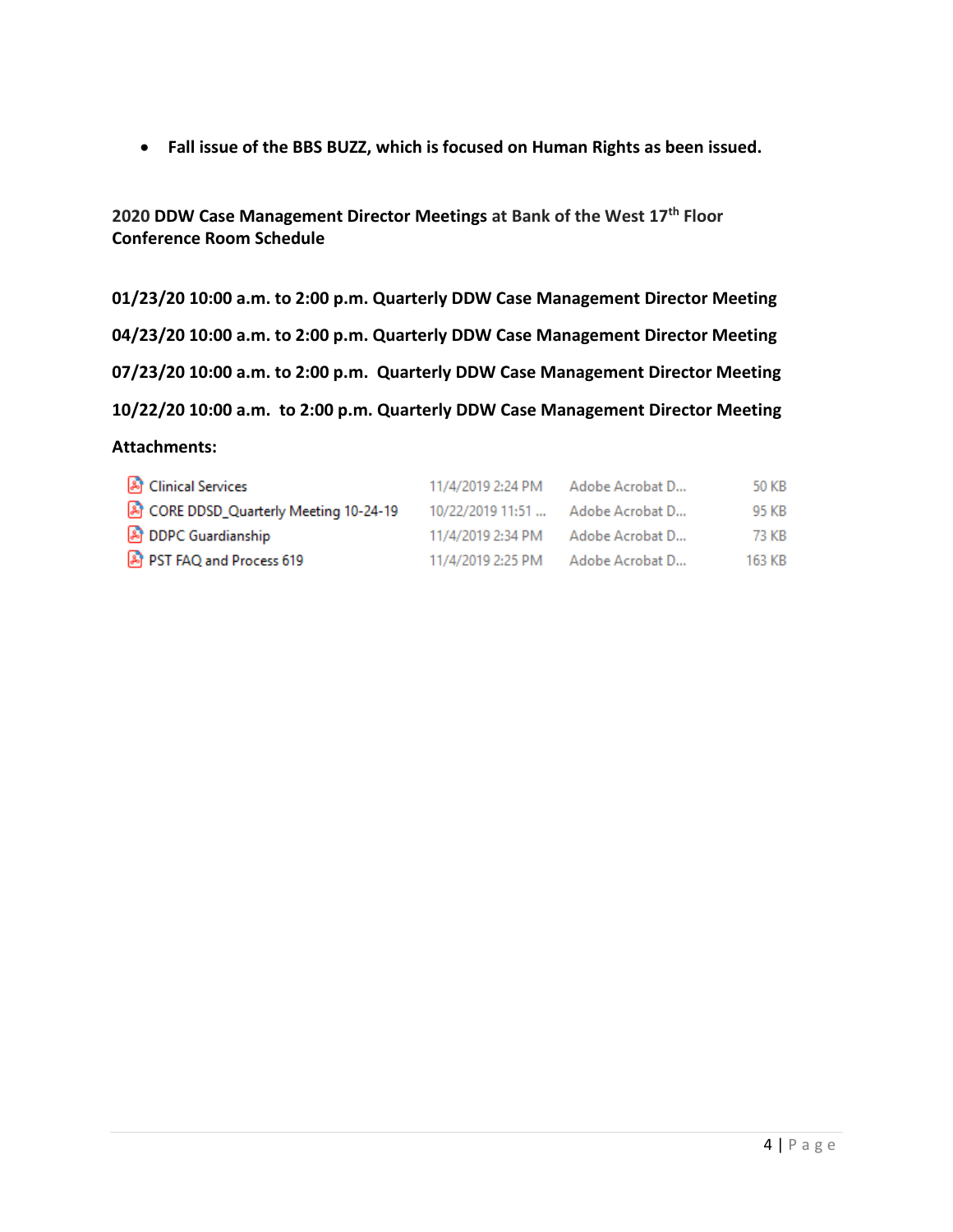- **Fall issue of the BBS BUZZ, which is focused on Human Rights as been issued.**

**2020 DDW Case Management Director Meetings at Bank of the West 17th Floor Conference Room Schedule**

**01/23/20 10:00 a.m. to 2:00 p.m. Quarterly DDW Case Management Director Meeting**

**04/23/20 10:00 a.m. to 2:00 p.m. Quarterly DDW Case Management Director Meeting**

**07/23/20 10:00 a.m. to 2:00 p.m. Quarterly DDW Case Management Director Meeting**

**10/22/20 10:00 a.m. to 2:00 p.m. Quarterly DDW Case Management Director Meeting**

**Attachments:**

| | | | |
|---|---|---|---|
| Clinical Services | 11/4/2019 2:24 PM | Adobe Acrobat D... | 50 KB |
| CORE DDSD_Quarterly Meeting 10-24-19 | 10/22/2019 11:51 ... | Adobe Acrobat D... | 95 KB |
| DDPC Guardianship | 11/4/2019 2:34 PM | Adobe Acrobat D... | 73 KB |
| PST FAQ and Process 619 | 11/4/2019 2:25 PM | Adobe Acrobat D... | 163 KB |